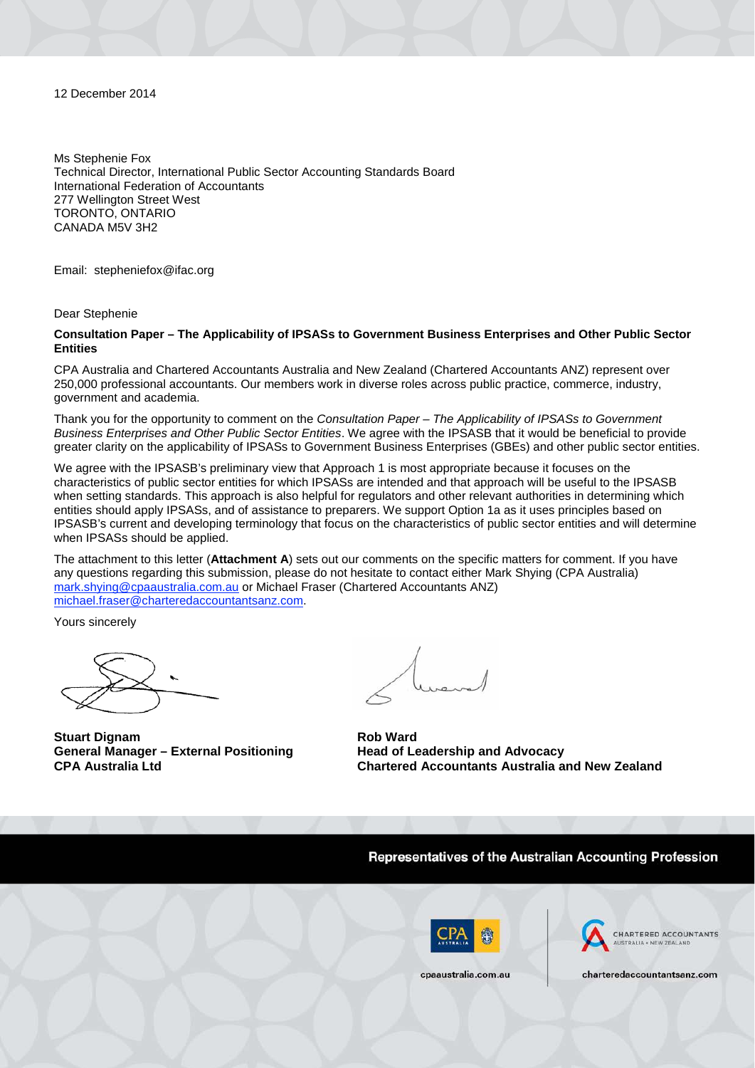12 December 2014

Ms Stephenie Fox
Technical Director, International Public Sector Accounting Standards Board
International Federation of Accountants
277 Wellington Street West
TORONTO, ONTARIO
CANADA M5V 3H2

Email: stepheniefox@ifac.org

Dear Stephenie

**Consultation Paper – The Applicability of IPSASs to Government Business Enterprises and Other Public Sector Entities**

CPA Australia and Chartered Accountants Australia and New Zealand (Chartered Accountants ANZ) represent over 250,000 professional accountants. Our members work in diverse roles across public practice, commerce, industry, government and academia.

Thank you for the opportunity to comment on the *Consultation Paper – The Applicability of IPSASs to Government Business Enterprises and Other Public Sector Entities*. We agree with the IPSASB that it would be beneficial to provide greater clarity on the applicability of IPSASs to Government Business Enterprises (GBEs) and other public sector entities.

We agree with the IPSASB's preliminary view that Approach 1 is most appropriate because it focuses on the characteristics of public sector entities for which IPSASs are intended and that approach will be useful to the IPSASB when setting standards. This approach is also helpful for regulators and other relevant authorities in determining which entities should apply IPSASs, and of assistance to preparers. We support Option 1a as it uses principles based on IPSASB's current and developing terminology that focus on the characteristics of public sector entities and will determine when IPSASs should be applied.

The attachment to this letter (**Attachment A**) sets out our comments on the specific matters for comment. If you have any questions regarding this submission, please do not hesitate to contact either Mark Shying (CPA Australia) mark.shying@cpaaustralia.com.au or Michael Fraser (Chartered Accountants ANZ) michael.fraser@charteredaccountantsanz.com.

Yours sincerely

**Stuart Dignam**
**General Manager – External Positioning**
**CPA Australia Ltd**

**Rob Ward**
**Head of Leadership and Advocacy**
**Chartered Accountants Australia and New Zealand**

Representatives of the Australian Accounting Profession

cpaaustralia.com.au

charteredaccountantsanz.com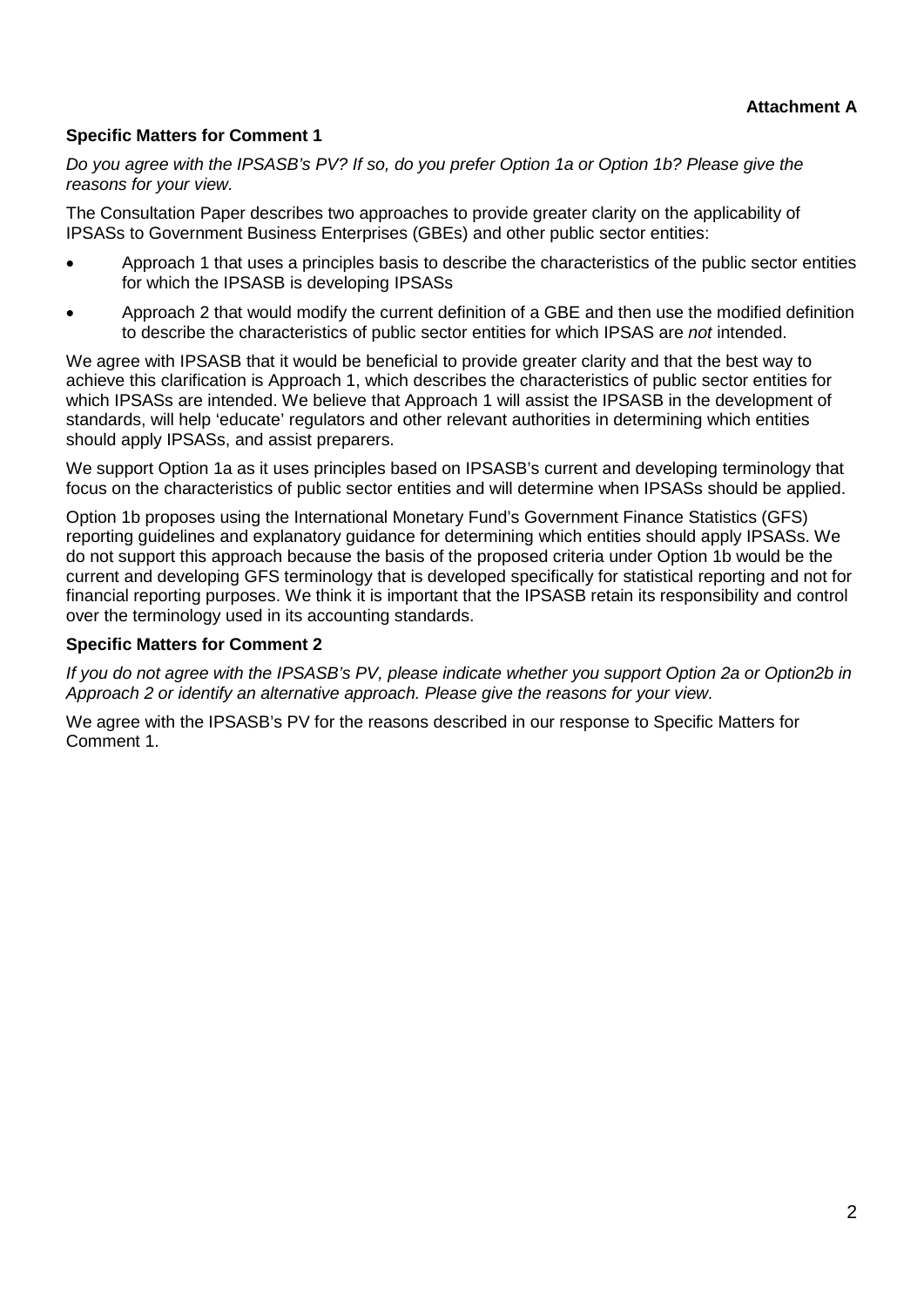**Attachment A**

**Specific Matters for Comment 1**

*Do you agree with the IPSASB's PV? If so, do you prefer Option 1a or Option 1b? Please give the reasons for your view.*

The Consultation Paper describes two approaches to provide greater clarity on the applicability of IPSASs to Government Business Enterprises (GBEs) and other public sector entities:

- Approach 1 that uses a principles basis to describe the characteristics of the public sector entities for which the IPSASB is developing IPSASs
- Approach 2 that would modify the current definition of a GBE and then use the modified definition to describe the characteristics of public sector entities for which IPSAS are *not* intended.

We agree with IPSASB that it would be beneficial to provide greater clarity and that the best way to achieve this clarification is Approach 1, which describes the characteristics of public sector entities for which IPSASs are intended. We believe that Approach 1 will assist the IPSASB in the development of standards, will help 'educate' regulators and other relevant authorities in determining which entities should apply IPSASs, and assist preparers.

We support Option 1a as it uses principles based on IPSASB's current and developing terminology that focus on the characteristics of public sector entities and will determine when IPSASs should be applied.

Option 1b proposes using the International Monetary Fund's Government Finance Statistics (GFS) reporting guidelines and explanatory guidance for determining which entities should apply IPSASs. We do not support this approach because the basis of the proposed criteria under Option 1b would be the current and developing GFS terminology that is developed specifically for statistical reporting and not for financial reporting purposes. We think it is important that the IPSASB retain its responsibility and control over the terminology used in its accounting standards.

**Specific Matters for Comment 2**

*If you do not agree with the IPSASB's PV, please indicate whether you support Option 2a or Option2b in Approach 2 or identify an alternative approach. Please give the reasons for your view.*

We agree with the IPSASB's PV for the reasons described in our response to Specific Matters for Comment 1.